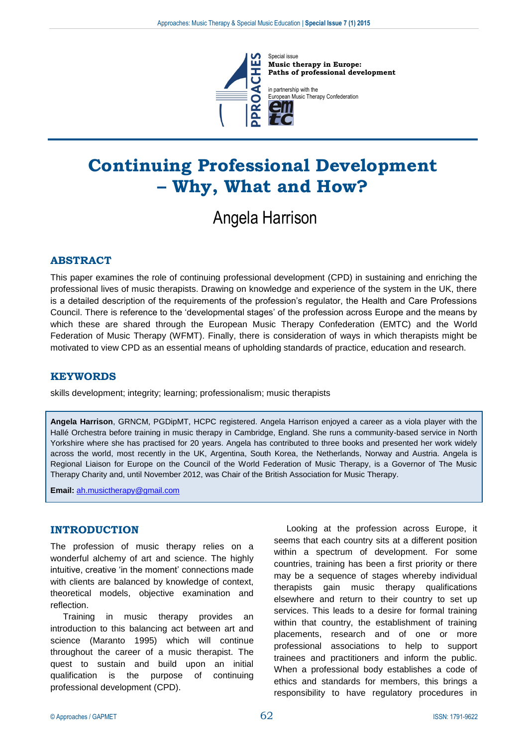Special issue
**Music therapy in Europe: Paths of professional development**

in partnership with the European Music Therapy Confederation

# Continuing Professional Development – Why, What and How?

## Angela Harrison

### ABSTRACT

This paper examines the role of continuing professional development (CPD) in sustaining and enriching the professional lives of music therapists. Drawing on knowledge and experience of the system in the UK, there is a detailed description of the requirements of the profession's regulator, the Health and Care Professions Council. There is reference to the 'developmental stages' of the profession across Europe and the means by which these are shared through the European Music Therapy Confederation (EMTC) and the World Federation of Music Therapy (WFMT). Finally, there is consideration of ways in which therapists might be motivated to view CPD as an essential means of upholding standards of practice, education and research.

### KEYWORDS

skills development; integrity; learning; professionalism; music therapists

**Angela Harrison**, GRNCM, PGDipMT, HCPC registered. Angela Harrison enjoyed a career as a viola player with the Hallé Orchestra before training in music therapy in Cambridge, England. She runs a community-based service in North Yorkshire where she has practised for 20 years. Angela has contributed to three books and presented her work widely across the world, most recently in the UK, Argentina, South Korea, the Netherlands, Norway and Austria. Angela is Regional Liaison for Europe on the Council of the World Federation of Music Therapy, is a Governor of The Music Therapy Charity and, until November 2012, was Chair of the British Association for Music Therapy.

**Email:** ah.musictherapy@gmail.com

### INTRODUCTION

The profession of music therapy relies on a wonderful alchemy of art and science. The highly intuitive, creative 'in the moment' connections made with clients are balanced by knowledge of context, theoretical models, objective examination and reflection.

Training in music therapy provides an introduction to this balancing act between art and science (Maranto 1995) which will continue throughout the career of a music therapist. The quest to sustain and build upon an initial qualification is the purpose of continuing professional development (CPD).

Looking at the profession across Europe, it seems that each country sits at a different position within a spectrum of development. For some countries, training has been a first priority or there may be a sequence of stages whereby individual therapists gain music therapy qualifications elsewhere and return to their country to set up services. This leads to a desire for formal training within that country, the establishment of training placements, research and of one or more professional associations to help to support trainees and practitioners and inform the public. When a professional body establishes a code of ethics and standards for members, this brings a responsibility to have regulatory procedures in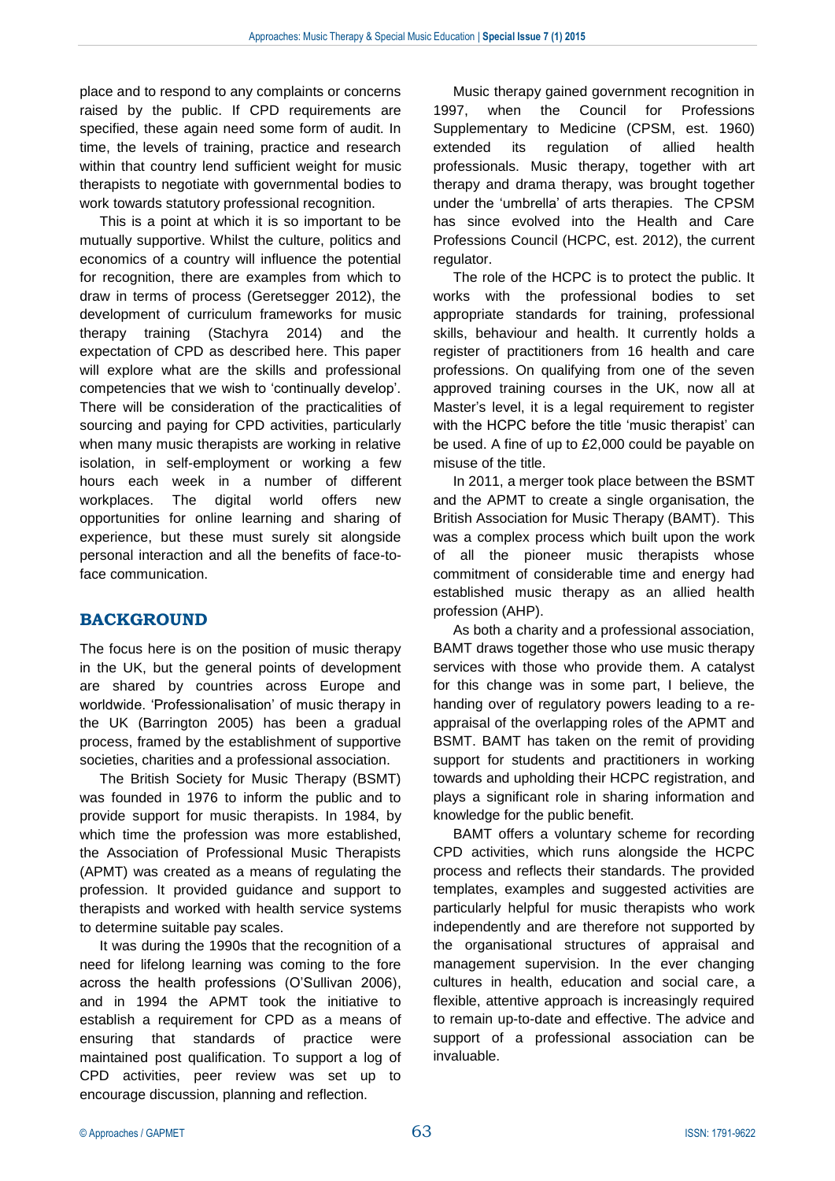place and to respond to any complaints or concerns raised by the public. If CPD requirements are specified, these again need some form of audit. In time, the levels of training, practice and research within that country lend sufficient weight for music therapists to negotiate with governmental bodies to work towards statutory professional recognition.

This is a point at which it is so important to be mutually supportive. Whilst the culture, politics and economics of a country will influence the potential for recognition, there are examples from which to draw in terms of process (Geretsegger 2012), the development of curriculum frameworks for music therapy training (Stachyra 2014) and the expectation of CPD as described here. This paper will explore what are the skills and professional competencies that we wish to 'continually develop'. There will be consideration of the practicalities of sourcing and paying for CPD activities, particularly when many music therapists are working in relative isolation, in self-employment or working a few hours each week in a number of different workplaces. The digital world offers new opportunities for online learning and sharing of experience, but these must surely sit alongside personal interaction and all the benefits of face-to-face communication.

## BACKGROUND

The focus here is on the position of music therapy in the UK, but the general points of development are shared by countries across Europe and worldwide. 'Professionalisation' of music therapy in the UK (Barrington 2005) has been a gradual process, framed by the establishment of supportive societies, charities and a professional association.

The British Society for Music Therapy (BSMT) was founded in 1976 to inform the public and to provide support for music therapists. In 1984, by which time the profession was more established, the Association of Professional Music Therapists (APMT) was created as a means of regulating the profession. It provided guidance and support to therapists and worked with health service systems to determine suitable pay scales.

It was during the 1990s that the recognition of a need for lifelong learning was coming to the fore across the health professions (O'Sullivan 2006), and in 1994 the APMT took the initiative to establish a requirement for CPD as a means of ensuring that standards of practice were maintained post qualification. To support a log of CPD activities, peer review was set up to encourage discussion, planning and reflection.

Music therapy gained government recognition in 1997, when the Council for Professions Supplementary to Medicine (CPSM, est. 1960) extended its regulation of allied health professionals. Music therapy, together with art therapy and drama therapy, was brought together under the 'umbrella' of arts therapies. The CPSM has since evolved into the Health and Care Professions Council (HCPC, est. 2012), the current regulator.

The role of the HCPC is to protect the public. It works with the professional bodies to set appropriate standards for training, professional skills, behaviour and health. It currently holds a register of practitioners from 16 health and care professions. On qualifying from one of the seven approved training courses in the UK, now all at Master's level, it is a legal requirement to register with the HCPC before the title 'music therapist' can be used. A fine of up to £2,000 could be payable on misuse of the title.

In 2011, a merger took place between the BSMT and the APMT to create a single organisation, the British Association for Music Therapy (BAMT). This was a complex process which built upon the work of all the pioneer music therapists whose commitment of considerable time and energy had established music therapy as an allied health profession (AHP).

As both a charity and a professional association, BAMT draws together those who use music therapy services with those who provide them. A catalyst for this change was in some part, I believe, the handing over of regulatory powers leading to a re-appraisal of the overlapping roles of the APMT and BSMT. BAMT has taken on the remit of providing support for students and practitioners in working towards and upholding their HCPC registration, and plays a significant role in sharing information and knowledge for the public benefit.

BAMT offers a voluntary scheme for recording CPD activities, which runs alongside the HCPC process and reflects their standards. The provided templates, examples and suggested activities are particularly helpful for music therapists who work independently and are therefore not supported by the organisational structures of appraisal and management supervision. In the ever changing cultures in health, education and social care, a flexible, attentive approach is increasingly required to remain up-to-date and effective. The advice and support of a professional association can be invaluable.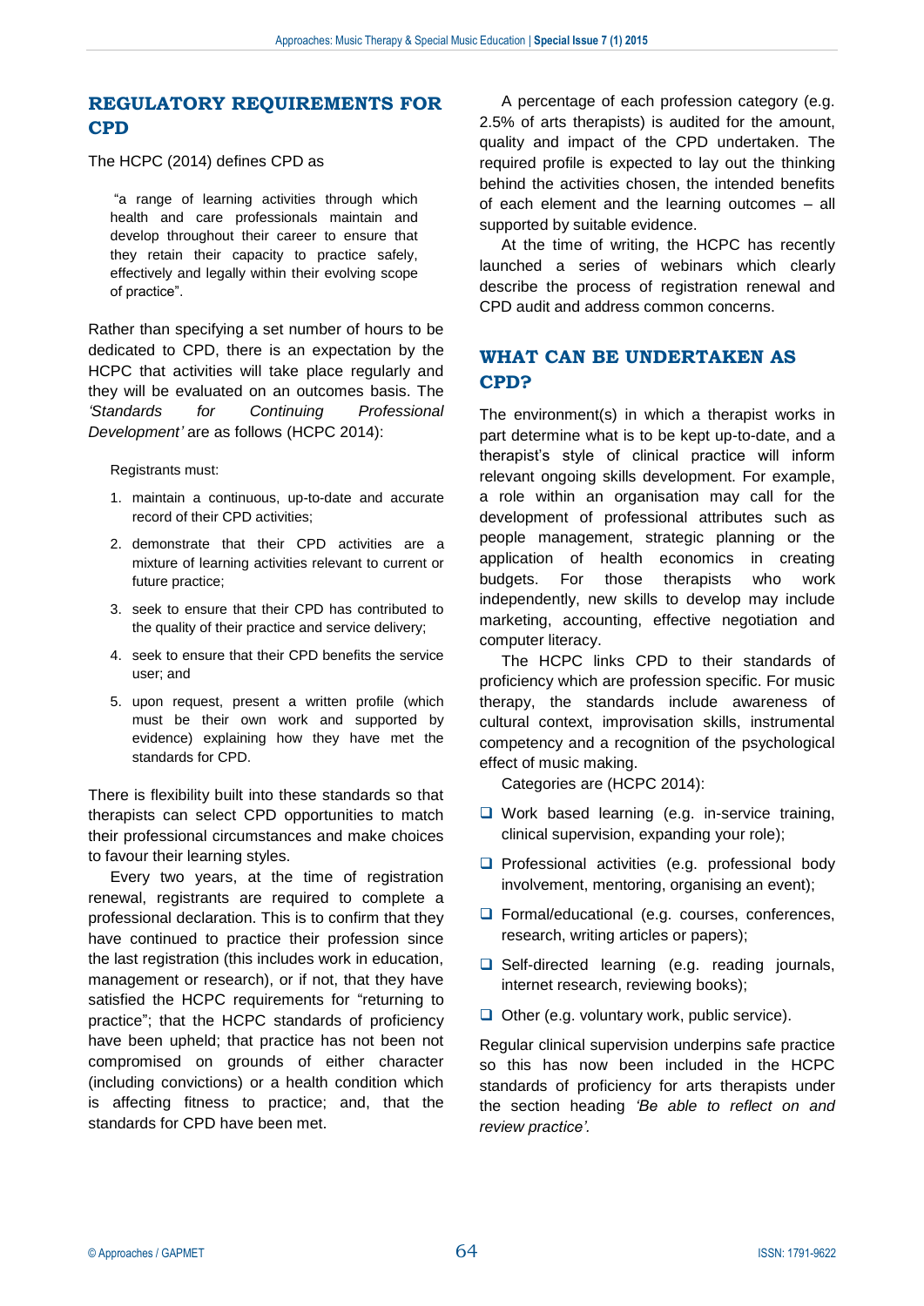## REGULATORY REQUIREMENTS FOR CPD

The HCPC (2014) defines CPD as

> "a range of learning activities through which health and care professionals maintain and develop throughout their career to ensure that they retain their capacity to practice safely, effectively and legally within their evolving scope of practice".

Rather than specifying a set number of hours to be dedicated to CPD, there is an expectation by the HCPC that activities will take place regularly and they will be evaluated on an outcomes basis. The *'Standards for Continuing Professional Development'* are as follows (HCPC 2014):

> Registrants must:
>
> 1. maintain a continuous, up-to-date and accurate record of their CPD activities;
> 2. demonstrate that their CPD activities are a mixture of learning activities relevant to current or future practice;
> 3. seek to ensure that their CPD has contributed to the quality of their practice and service delivery;
> 4. seek to ensure that their CPD benefits the service user; and
> 5. upon request, present a written profile (which must be their own work and supported by evidence) explaining how they have met the standards for CPD.

There is flexibility built into these standards so that therapists can select CPD opportunities to match their professional circumstances and make choices to favour their learning styles.

Every two years, at the time of registration renewal, registrants are required to complete a professional declaration. This is to confirm that they have continued to practice their profession since the last registration (this includes work in education, management or research), or if not, that they have satisfied the HCPC requirements for "returning to practice"; that the HCPC standards of proficiency have been upheld; that practice has not been not compromised on grounds of either character (including convictions) or a health condition which is affecting fitness to practice; and, that the standards for CPD have been met.

A percentage of each profession category (e.g. 2.5% of arts therapists) is audited for the amount, quality and impact of the CPD undertaken. The required profile is expected to lay out the thinking behind the activities chosen, the intended benefits of each element and the learning outcomes – all supported by suitable evidence.

At the time of writing, the HCPC has recently launched a series of webinars which clearly describe the process of registration renewal and CPD audit and address common concerns.

## WHAT CAN BE UNDERTAKEN AS CPD?

The environment(s) in which a therapist works in part determine what is to be kept up-to-date, and a therapist's style of clinical practice will inform relevant ongoing skills development. For example, a role within an organisation may call for the development of professional attributes such as people management, strategic planning or the application of health economics in creating budgets. For those therapists who work independently, new skills to develop may include marketing, accounting, effective negotiation and computer literacy.

The HCPC links CPD to their standards of proficiency which are profession specific. For music therapy, the standards include awareness of cultural context, improvisation skills, instrumental competency and a recognition of the psychological effect of music making.

Categories are (HCPC 2014):

- Work based learning (e.g. in-service training, clinical supervision, expanding your role);
- Professional activities (e.g. professional body involvement, mentoring, organising an event);
- Formal/educational (e.g. courses, conferences, research, writing articles or papers);
- Self-directed learning (e.g. reading journals, internet research, reviewing books);
- Other (e.g. voluntary work, public service).

Regular clinical supervision underpins safe practice so this has now been included in the HCPC standards of proficiency for arts therapists under the section heading *'Be able to reflect on and review practice'.*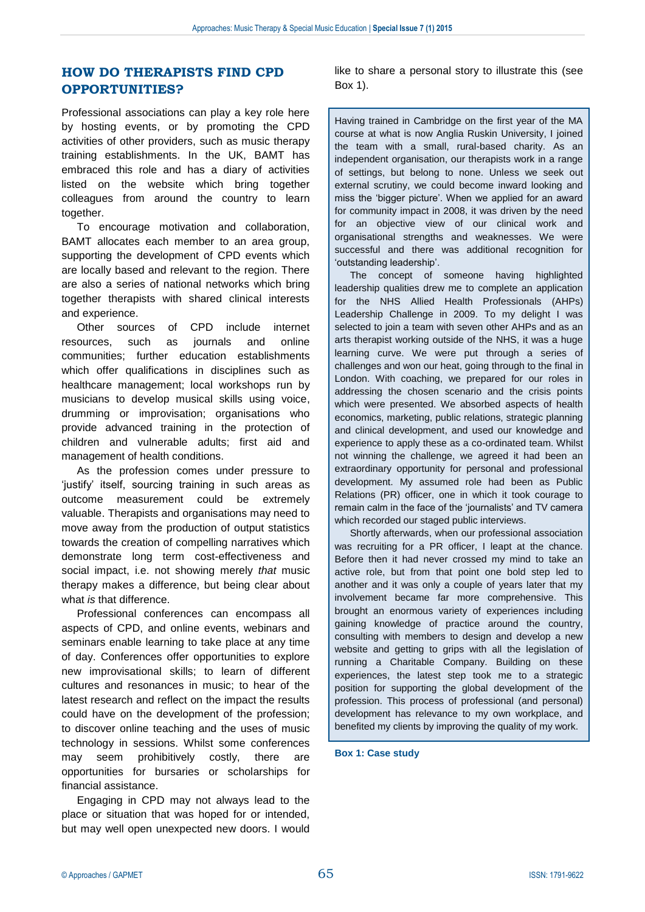## HOW DO THERAPISTS FIND CPD OPPORTUNITIES?

Professional associations can play a key role here by hosting events, or by promoting the CPD activities of other providers, such as music therapy training establishments. In the UK, BAMT has embraced this role and has a diary of activities listed on the website which bring together colleagues from around the country to learn together.

To encourage motivation and collaboration, BAMT allocates each member to an area group, supporting the development of CPD events which are locally based and relevant to the region. There are also a series of national networks which bring together therapists with shared clinical interests and experience.

Other sources of CPD include internet resources, such as journals and online communities; further education establishments which offer qualifications in disciplines such as healthcare management; local workshops run by musicians to develop musical skills using voice, drumming or improvisation; organisations who provide advanced training in the protection of children and vulnerable adults; first aid and management of health conditions.

As the profession comes under pressure to 'justify' itself, sourcing training in such areas as outcome measurement could be extremely valuable. Therapists and organisations may need to move away from the production of output statistics towards the creation of compelling narratives which demonstrate long term cost-effectiveness and social impact, i.e. not showing merely *that* music therapy makes a difference, but being clear about what *is* that difference.

Professional conferences can encompass all aspects of CPD, and online events, webinars and seminars enable learning to take place at any time of day. Conferences offer opportunities to explore new improvisational skills; to learn of different cultures and resonances in music; to hear of the latest research and reflect on the impact the results could have on the development of the profession; to discover online teaching and the uses of music technology in sessions. Whilst some conferences may seem prohibitively costly, there are opportunities for bursaries or scholarships for financial assistance.

Engaging in CPD may not always lead to the place or situation that was hoped for or intended, but may well open unexpected new doors. I would like to share a personal story to illustrate this (see Box 1).

> Having trained in Cambridge on the first year of the MA course at what is now Anglia Ruskin University, I joined the team with a small, rural-based charity. As an independent organisation, our therapists work in a range of settings, but belong to none. Unless we seek out external scrutiny, we could become inward looking and miss the 'bigger picture'. When we applied for an award for community impact in 2008, it was driven by the need for an objective view of our clinical work and organisational strengths and weaknesses. We were successful and there was additional recognition for 'outstanding leadership'.
>
> The concept of someone having highlighted leadership qualities drew me to complete an application for the NHS Allied Health Professionals (AHPs) Leadership Challenge in 2009. To my delight I was selected to join a team with seven other AHPs and as an arts therapist working outside of the NHS, it was a huge learning curve. We were put through a series of challenges and won our heat, going through to the final in London. With coaching, we prepared for our roles in addressing the chosen scenario and the crisis points which were presented. We absorbed aspects of health economics, marketing, public relations, strategic planning and clinical development, and used our knowledge and experience to apply these as a co-ordinated team. Whilst not winning the challenge, we agreed it had been an extraordinary opportunity for personal and professional development. My assumed role had been as Public Relations (PR) officer, one in which it took courage to remain calm in the face of the 'journalists' and TV camera which recorded our staged public interviews.
>
> Shortly afterwards, when our professional association was recruiting for a PR officer, I leapt at the chance. Before then it had never crossed my mind to take an active role, but from that point one bold step led to another and it was only a couple of years later that my involvement became far more comprehensive. This brought an enormous variety of experiences including gaining knowledge of practice around the country, consulting with members to design and develop a new website and getting to grips with all the legislation of running a Charitable Company. Building on these experiences, the latest step took me to a strategic position for supporting the global development of the profession. This process of professional (and personal) development has relevance to my own workplace, and benefited my clients by improving the quality of my work.

**Box 1: Case study**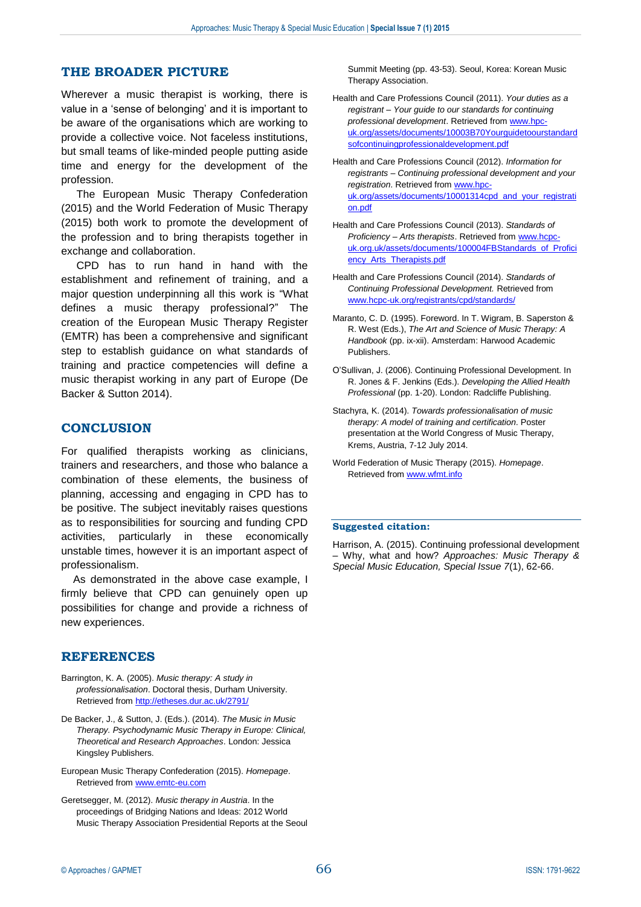## THE BROADER PICTURE

Wherever a music therapist is working, there is value in a 'sense of belonging' and it is important to be aware of the organisations which are working to provide a collective voice. Not faceless institutions, but small teams of like-minded people putting aside time and energy for the development of the profession.

The European Music Therapy Confederation (2015) and the World Federation of Music Therapy (2015) both work to promote the development of the profession and to bring therapists together in exchange and collaboration.

CPD has to run hand in hand with the establishment and refinement of training, and a major question underpinning all this work is "What defines a music therapy professional?" The creation of the European Music Therapy Register (EMTR) has been a comprehensive and significant step to establish guidance on what standards of training and practice competencies will define a music therapist working in any part of Europe (De Backer & Sutton 2014).

## CONCLUSION

For qualified therapists working as clinicians, trainers and researchers, and those who balance a combination of these elements, the business of planning, accessing and engaging in CPD has to be positive. The subject inevitably raises questions as to responsibilities for sourcing and funding CPD activities, particularly in these economically unstable times, however it is an important aspect of professionalism.

As demonstrated in the above case example, I firmly believe that CPD can genuinely open up possibilities for change and provide a richness of new experiences.

## REFERENCES

Barrington, K. A. (2005). *Music therapy: A study in professionalisation*. Doctoral thesis, Durham University. Retrieved from http://etheses.dur.ac.uk/2791/

De Backer, J., & Sutton, J. (Eds.). (2014). *The Music in Music Therapy. Psychodynamic Music Therapy in Europe: Clinical, Theoretical and Research Approaches*. London: Jessica Kingsley Publishers.

European Music Therapy Confederation (2015). *Homepage*. Retrieved from www.emtc-eu.com

Geretsegger, M. (2012). *Music therapy in Austria*. In the proceedings of Bridging Nations and Ideas: 2012 World Music Therapy Association Presidential Reports at the Seoul Summit Meeting (pp. 43-53). Seoul, Korea: Korean Music Therapy Association.

Health and Care Professions Council (2011). *Your duties as a registrant – Your guide to our standards for continuing professional development*. Retrieved from www.hpc-uk.org/assets/documents/10003B70Yourguidetoourstandardsofcontinuingprofessionaldevelopment.pdf

Health and Care Professions Council (2012). *Information for registrants – Continuing professional development and your registration*. Retrieved from www.hpc-uk.org/assets/documents/10001314cpd_and_your_registration.pdf

Health and Care Professions Council (2013). *Standards of Proficiency – Arts therapists*. Retrieved from www.hcpc-uk.org.uk/assets/documents/100004FBStandards_of_Proficiency_Arts_Therapists.pdf

Health and Care Professions Council (2014). *Standards of Continuing Professional Development.* Retrieved from www.hcpc-uk.org/registrants/cpd/standards/

Maranto, C. D. (1995). Foreword. In T. Wigram, B. Saperston & R. West (Eds.), *The Art and Science of Music Therapy: A Handbook* (pp. ix-xii). Amsterdam: Harwood Academic Publishers.

O'Sullivan, J. (2006). Continuing Professional Development. In R. Jones & F. Jenkins (Eds.). *Developing the Allied Health Professional* (pp. 1-20). London: Radcliffe Publishing.

Stachyra, K. (2014). *Towards professionalisation of music therapy: A model of training and certification*. Poster presentation at the World Congress of Music Therapy, Krems, Austria, 7-12 July 2014.

World Federation of Music Therapy (2015). *Homepage*. Retrieved from www.wfmt.info

**Suggested citation:**

Harrison, A. (2015). Continuing professional development – Why, what and how? *Approaches: Music Therapy & Special Music Education, Special Issue 7*(1), 62-66.